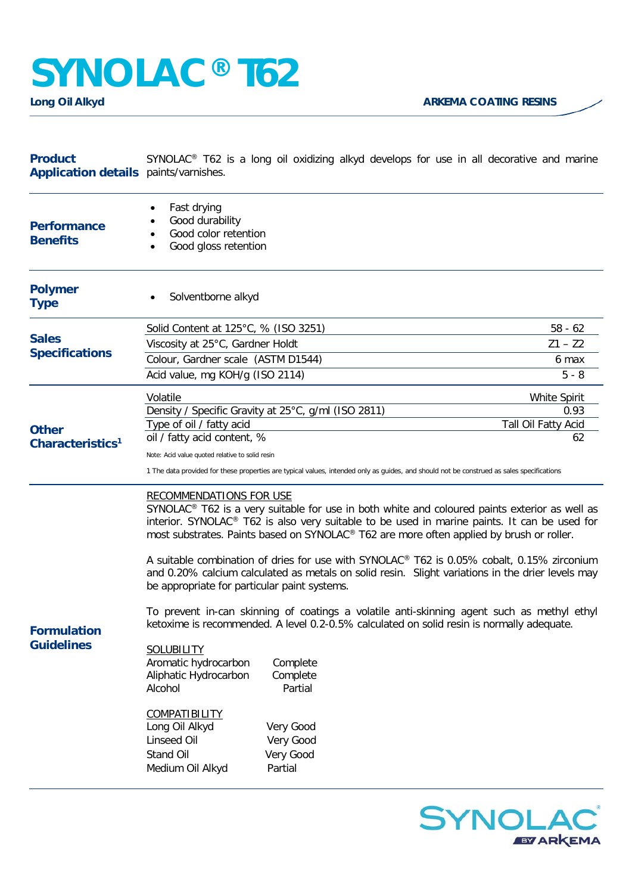# SYNOLAC® T62

**Long Oil Alkyd**

**ARKEMA COATING RESINS**

## Product Application details

SYNOLAC® T62 is a long oil oxidizing alkyd develops for use in all decorative and marine paints/varnishes.

## Performance Benefits

- Fast drying
- Good durability
- Good color retention
- Good gloss retention

## Polymer Type

- Solventborne alkyd

## Sales Specifications

| Property | Value |
| --- | --- |
| Solid Content at 125°C, % (ISO 3251) | 58 - 62 |
| Viscosity at 25°C, Gardner Holdt | Z1 – Z2 |
| Colour, Gardner scale (ASTM D1544) | 6 max |
| Acid value, mg KOH/g (ISO 2114) | 5 - 8 |

## Other Characteristics[1]

| Property | Value |
| --- | --- |
| Volatile | White Spirit |
| Density / Specific Gravity at 25°C, g/ml (ISO 2811) | 0.93 |
| Type of oil / fatty acid | Tall Oil Fatty Acid |
| oil / fatty acid content, % | 62 |

Note: Acid value quoted relative to solid resin

1 The data provided for these properties are typical values, intended only as guides, and should not be construed as sales specifications

## Formulation Guidelines

RECOMMENDATIONS FOR USE

SYNOLAC® T62 is a very suitable for use in both white and coloured paints exterior as well as interior. SYNOLAC® T62 is also very suitable to be used in marine paints. It can be used for most substrates. Paints based on SYNOLAC® T62 are more often applied by brush or roller.

A suitable combination of dries for use with SYNOLAC® T62 is 0.05% cobalt, 0.15% zirconium and 0.20% calcium calculated as metals on solid resin. Slight variations in the drier levels may be appropriate for particular paint systems.

To prevent in-can skinning of coatings a volatile anti-skinning agent such as methyl ethyl ketoxime is recommended. A level 0.2-0.5% calculated on solid resin is normally adequate.

SOLUBILITY

| Solvent | Solubility |
| --- | --- |
| Aromatic hydrocarbon | Complete |
| Aliphatic Hydrocarbon | Complete |
| Alcohol | Partial |

COMPATIBILITY

| Material | Compatibility |
| --- | --- |
| Long Oil Alkyd | Very Good |
| Linseed Oil | Very Good |
| Stand Oil | Very Good |
| Medium Oil Alkyd | Partial |

SYNOLAC® BY ARKEMA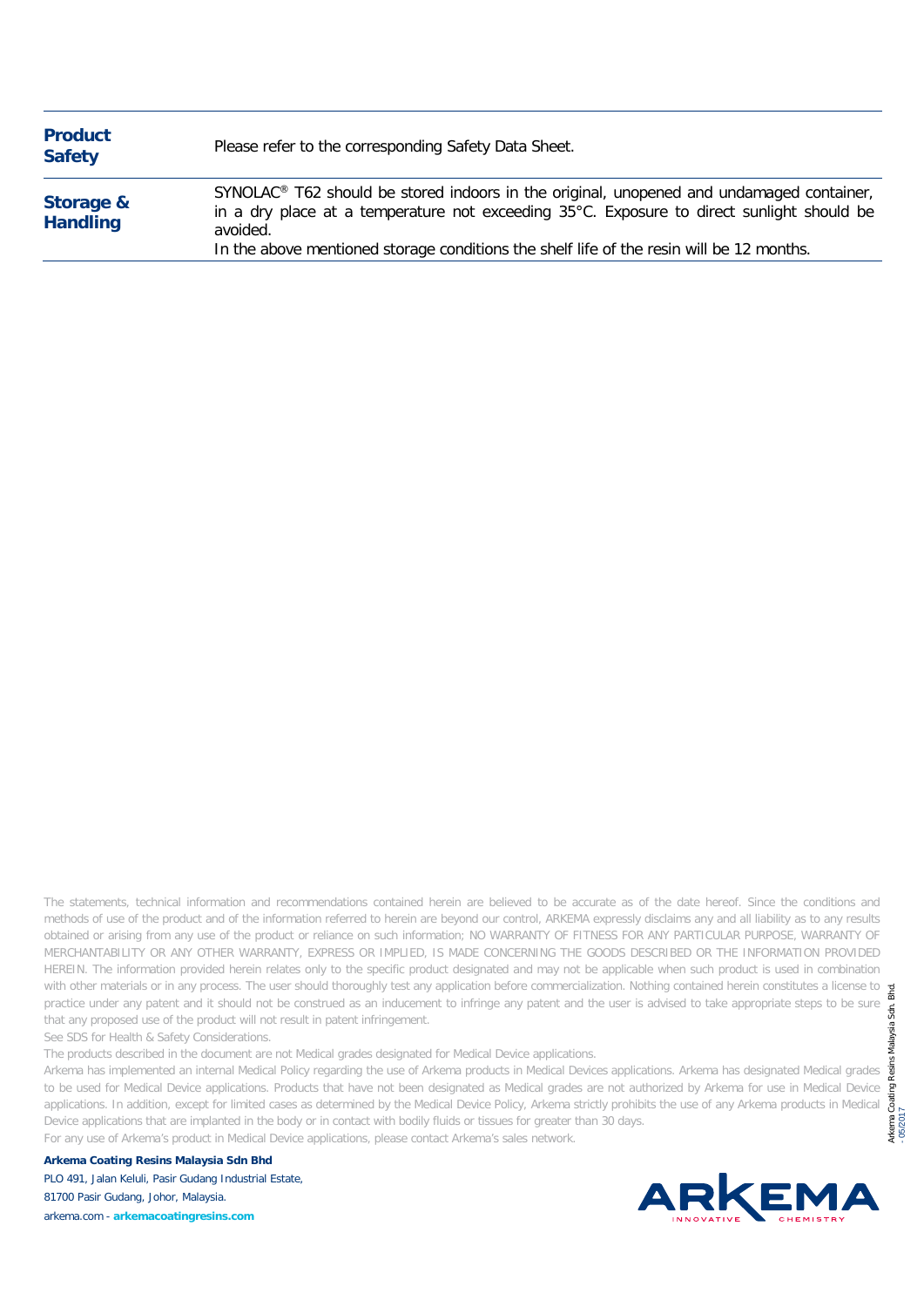| | |
|---|---|
| **Product Safety** | Please refer to the corresponding Safety Data Sheet. |
| **Storage & Handling** | SYNOLAC® T62 should be stored indoors in the original, unopened and undamaged container, in a dry place at a temperature not exceeding 35°C. Exposure to direct sunlight should be avoided. In the above mentioned storage conditions the shelf life of the resin will be 12 months. |

The statements, technical information and recommendations contained herein are believed to be accurate as of the date hereof. Since the conditions and methods of use of the product and of the information referred to herein are beyond our control, ARKEMA expressly disclaims any and all liability as to any results obtained or arising from any use of the product or reliance on such information; NO WARRANTY OF FITNESS FOR ANY PARTICULAR PURPOSE, WARRANTY OF MERCHANTABILITY OR ANY OTHER WARRANTY, EXPRESS OR IMPLIED, IS MADE CONCERNING THE GOODS DESCRIBED OR THE INFORMATION PROVIDED HEREIN. The information provided herein relates only to the specific product designated and may not be applicable when such product is used in combination with other materials or in any process. The user should thoroughly test any application before commercialization. Nothing contained herein constitutes a license to practice under any patent and it should not be construed as an inducement to infringe any patent and the user is advised to take appropriate steps to be sure that any proposed use of the product will not result in patent infringement.

See SDS for Health & Safety Considerations.

The products described in the document are not Medical grades designated for Medical Device applications.

Arkema has implemented an internal Medical Policy regarding the use of Arkema products in Medical Devices applications. Arkema has designated Medical grades to be used for Medical Device applications. Products that have not been designated as Medical grades are not authorized by Arkema for use in Medical Device applications. In addition, except for limited cases as determined by the Medical Device Policy, Arkema strictly prohibits the use of any Arkema products in Medical Device applications that are implanted in the body or in contact with bodily fluids or tissues for greater than 30 days.

For any use of Arkema's product in Medical Device applications, please contact Arkema's sales network.

**Arkema Coating Resins Malaysia Sdn Bhd**

PLO 491, Jalan Keluli, Pasir Gudang Industrial Estate,
81700 Pasir Gudang, Johor, Malaysia.
arkema.com - **arkemacoatingresins.com**

ARKEMA INNOVATIVE CHEMISTRY

Arkema Coating Resins Malaysia Sdn. Bhd. - 05/2017